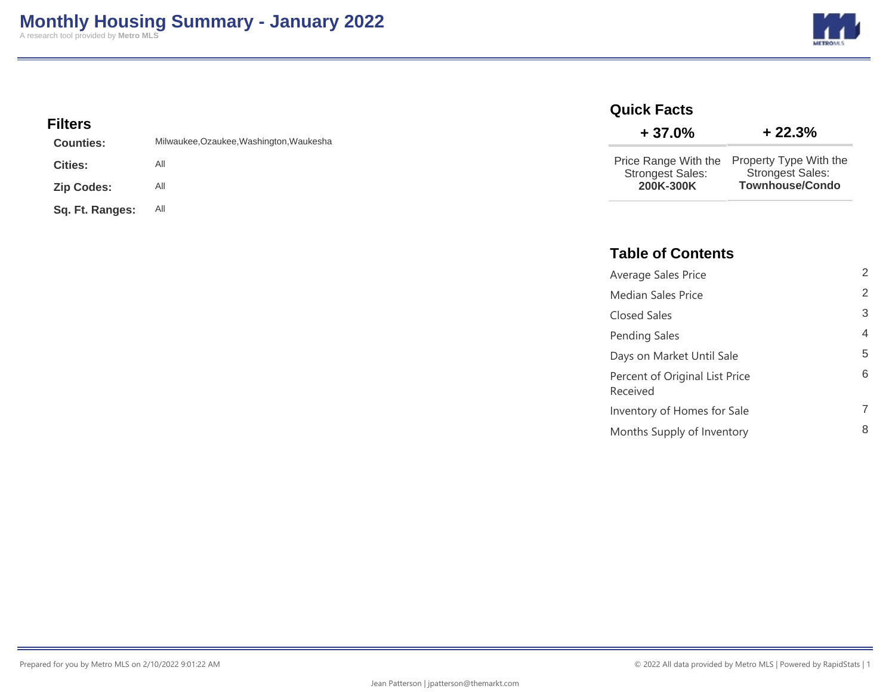# Monthly Housing Summary - January 2022

A research tool provided by **Metro MLS**

## Filters

| | |
|---|---|
| **Counties:** | Milwaukee,Ozaukee,Washington,Waukesha |
| **Cities:** | All |
| **Zip Codes:** | All |
| **Sq. Ft. Ranges:** | All |

## Quick Facts

| + 37.0% | + 22.3% |
|---|---|
| Price Range With the Strongest Sales: **200K-300K** | Property Type With the Strongest Sales: **Townhouse/Condo** |

## Table of Contents

| | |
|---|---|
| Average Sales Price | 2 |
| Median Sales Price | 2 |
| Closed Sales | 3 |
| Pending Sales | 4 |
| Days on Market Until Sale | 5 |
| Percent of Original List Price Received | 6 |
| Inventory of Homes for Sale | 7 |
| Months Supply of Inventory | 8 |

Prepared for you by Metro MLS on 2/10/2022 9:01:22 AM

© 2022 All data provided by Metro MLS | Powered by RapidStats

Jean Patterson | jpatterson@themarkt.com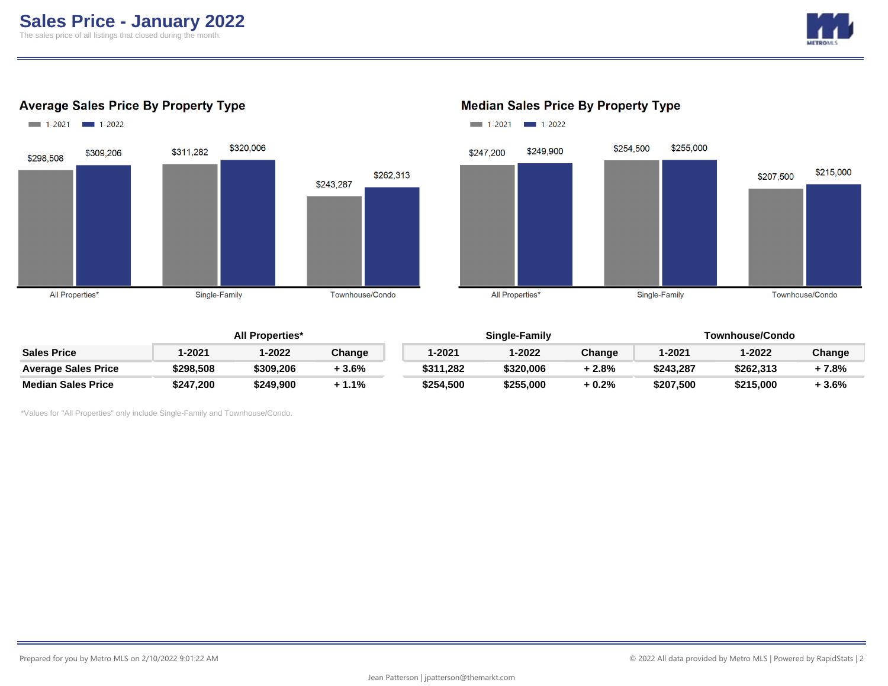# Sales Price - January 2022

The sales price of all listings that closed during the month.

## Average Sales Price By Property Type

| | 1-2021 | 1-2022 |
|---|---|---|
| All Properties* | $298,508 | $309,206 |
| Single-Family | $311,282 | $320,006 |
| Townhouse/Condo | $243,287 | $262,313 |

## Median Sales Price By Property Type

| | 1-2021 | 1-2022 |
|---|---|---|
| All Properties* | $247,200 | $249,900 |
| Single-Family | $254,500 | $255,000 |
| Townhouse/Condo | $207,500 | $215,000 |

| | All Properties* | | | Single-Family | | | Townhouse/Condo | | |
|---|---|---|---|---|---|---|---|---|---|
| **Sales Price** | **1-2021** | **1-2022** | **Change** | **1-2021** | **1-2022** | **Change** | **1-2021** | **1-2022** | **Change** |
| **Average Sales Price** | **$298,508** | **$309,206** | **+ 3.6%** | **$311,282** | **$320,006** | **+ 2.8%** | **$243,287** | **$262,313** | **+ 7.8%** |
| **Median Sales Price** | **$247,200** | **$249,900** | **+ 1.1%** | **$254,500** | **$255,000** | **+ 0.2%** | **$207,500** | **$215,000** | **+ 3.6%** |

*Values for "All Properties" only include Single-Family and Townhouse/Condo.

Prepared for you by Metro MLS on 2/10/2022 9:01:22 AM

© 2022 All data provided by Metro MLS | Powered by RapidStats

Jean Patterson | jpatterson@themarkt.com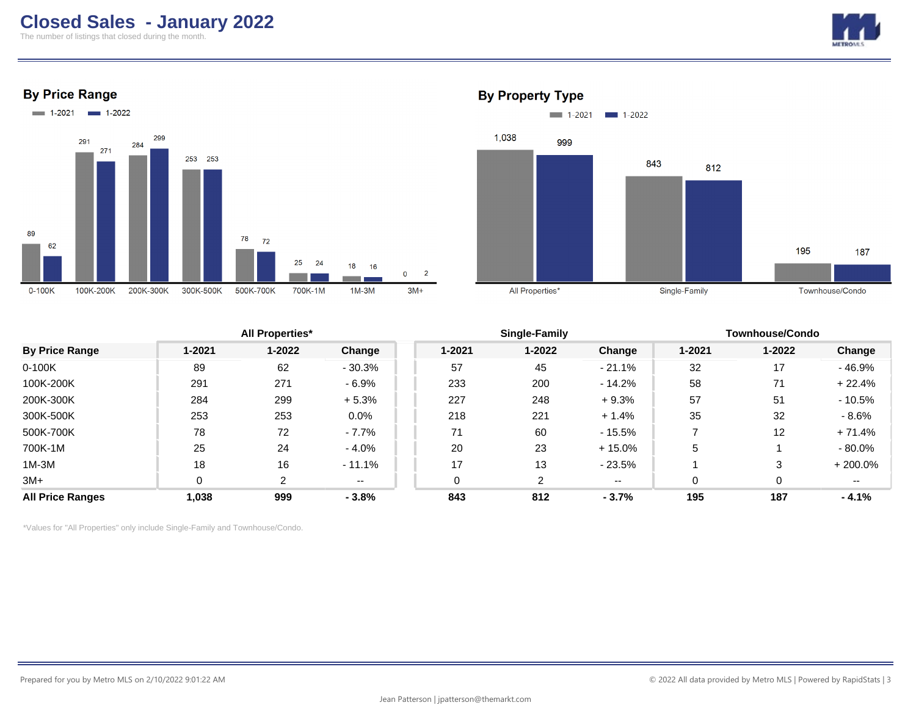# Closed Sales - January 2022

The number of listings that closed during the month.

## By Price Range

1-2021 | 1-2022

| Price Range | 1-2021 | 1-2022 |
|---|---|---|
| 0-100K | 89 | 62 |
| 100K-200K | 291 | 271 |
| 200K-300K | 284 | 299 |
| 300K-500K | 253 | 253 |
| 500K-700K | 78 | 72 |
| 700K-1M | 25 | 24 |
| 1M-3M | 18 | 16 |
| 3M+ | 0 | 2 |

## By Property Type

1-2021 | 1-2022

| Property Type | 1-2021 | 1-2022 |
|---|---|---|
| All Properties* | 1,038 | 999 |
| Single-Family | 843 | 812 |
| Townhouse/Condo | 195 | 187 |

| | All Properties* | | | Single-Family | | | Townhouse/Condo | | |
|---|---|---|---|---|---|---|---|---|---|
| **By Price Range** | **1-2021** | **1-2022** | **Change** | **1-2021** | **1-2022** | **Change** | **1-2021** | **1-2022** | **Change** |
| 0-100K | 89 | 62 | - 30.3% | 57 | 45 | - 21.1% | 32 | 17 | - 46.9% |
| 100K-200K | 291 | 271 | - 6.9% | 233 | 200 | - 14.2% | 58 | 71 | + 22.4% |
| 200K-300K | 284 | 299 | + 5.3% | 227 | 248 | + 9.3% | 57 | 51 | - 10.5% |
| 300K-500K | 253 | 253 | 0.0% | 218 | 221 | + 1.4% | 35 | 32 | - 8.6% |
| 500K-700K | 78 | 72 | - 7.7% | 71 | 60 | - 15.5% | 7 | 12 | + 71.4% |
| 700K-1M | 25 | 24 | - 4.0% | 20 | 23 | + 15.0% | 5 | 1 | - 80.0% |
| 1M-3M | 18 | 16 | - 11.1% | 17 | 13 | - 23.5% | 1 | 3 | + 200.0% |
| 3M+ | 0 | 2 | -- | 0 | 2 | -- | 0 | 0 | -- |
| **All Price Ranges** | **1,038** | **999** | **- 3.8%** | **843** | **812** | **- 3.7%** | **195** | **187** | **- 4.1%** |

*Values for "All Properties" only include Single-Family and Townhouse/Condo.

Prepared for you by Metro MLS on 2/10/2022 9:01:22 AM

© 2022 All data provided by Metro MLS | Powered by RapidStats

Jean Patterson | jpatterson@themarkt.com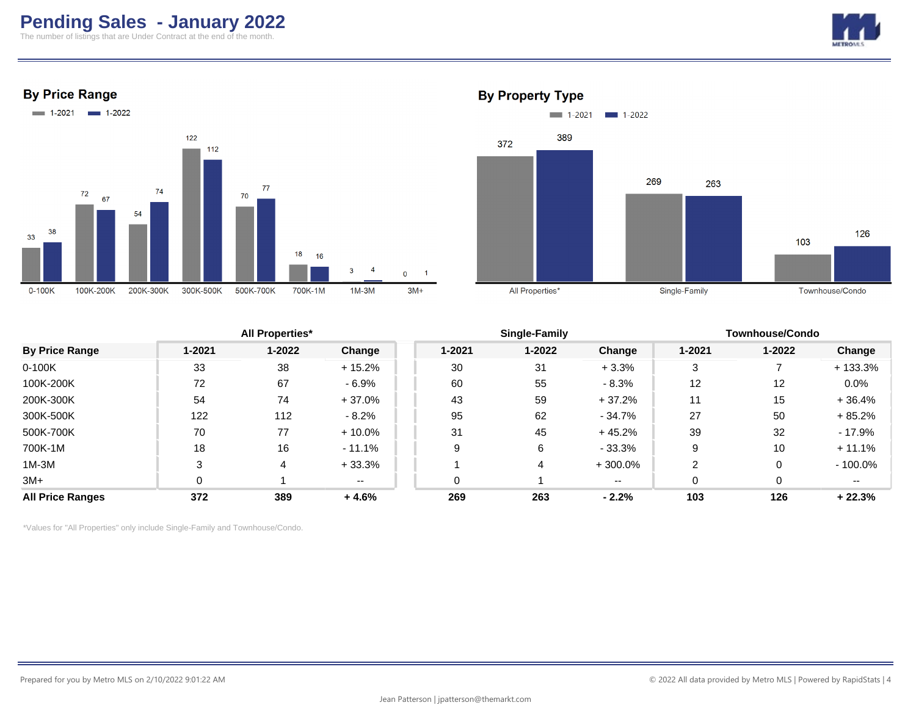# Pending Sales - January 2022

The number of listings that are Under Contract at the end of the month.

## By Price Range

| Price Range | 1-2021 | 1-2022 |
|---|---|---|
| 0-100K | 33 | 38 |
| 100K-200K | 72 | 67 |
| 200K-300K | 54 | 74 |
| 300K-500K | 122 | 112 |
| 500K-700K | 70 | 77 |
| 700K-1M | 18 | 16 |
| 1M-3M | 3 | 4 |
| 3M+ | 0 | 1 |

## By Property Type

| Property Type | 1-2021 | 1-2022 |
|---|---|---|
| All Properties* | 372 | 389 |
| Single-Family | 269 | 263 |
| Townhouse/Condo | 103 | 126 |

| | All Properties* | | | Single-Family | | | Townhouse/Condo | | |
|---|---|---|---|---|---|---|---|---|---|
| **By Price Range** | **1-2021** | **1-2022** | **Change** | **1-2021** | **1-2022** | **Change** | **1-2021** | **1-2022** | **Change** |
| 0-100K | 33 | 38 | + 15.2% | 30 | 31 | + 3.3% | 3 | 7 | + 133.3% |
| 100K-200K | 72 | 67 | - 6.9% | 60 | 55 | - 8.3% | 12 | 12 | 0.0% |
| 200K-300K | 54 | 74 | + 37.0% | 43 | 59 | + 37.2% | 11 | 15 | + 36.4% |
| 300K-500K | 122 | 112 | - 8.2% | 95 | 62 | - 34.7% | 27 | 50 | + 85.2% |
| 500K-700K | 70 | 77 | + 10.0% | 31 | 45 | + 45.2% | 39 | 32 | - 17.9% |
| 700K-1M | 18 | 16 | - 11.1% | 9 | 6 | - 33.3% | 9 | 10 | + 11.1% |
| 1M-3M | 3 | 4 | + 33.3% | 1 | 4 | + 300.0% | 2 | 0 | - 100.0% |
| 3M+ | 0 | 1 | -- | 0 | 1 | -- | 0 | 0 | -- |
| **All Price Ranges** | **372** | **389** | **+ 4.6%** | **269** | **263** | **- 2.2%** | **103** | **126** | **+ 22.3%** |

*Values for "All Properties" only include Single-Family and Townhouse/Condo.

Prepared for you by Metro MLS on 2/10/2022 9:01:22 AM

© 2022 All data provided by Metro MLS | Powered by RapidStats

Jean Patterson | jpatterson@themarkt.com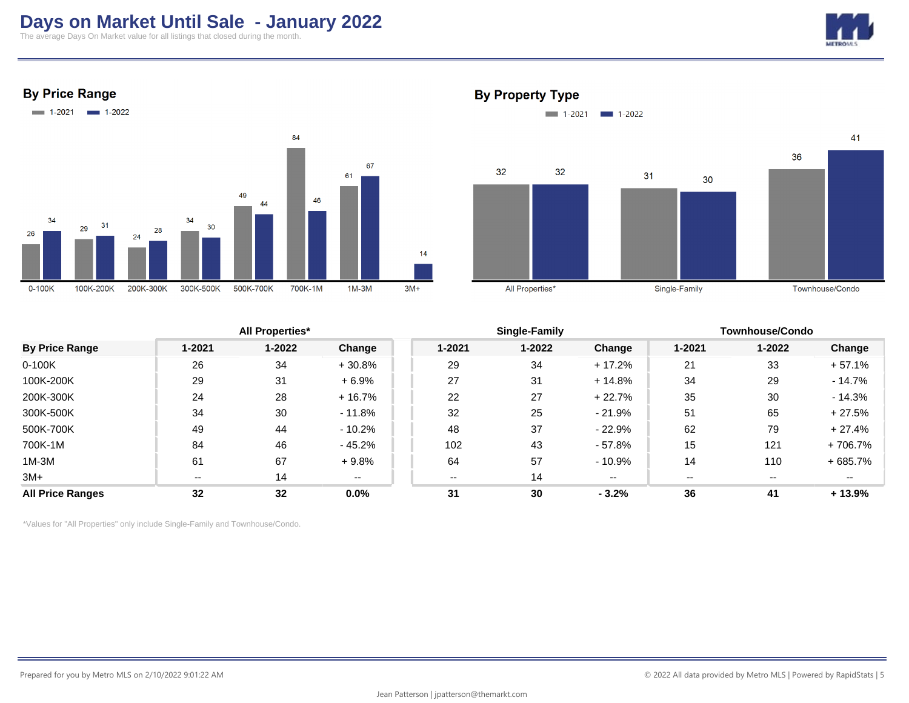# Days on Market Until Sale - January 2022

The average Days On Market value for all listings that closed during the month.

## By Price Range

| Price Range | 1-2021 | 1-2022 |
|---|---|---|
| 0-100K | 26 | 34 |
| 100K-200K | 29 | 31 |
| 200K-300K | 24 | 28 |
| 300K-500K | 34 | 30 |
| 500K-700K | 49 | 44 |
| 700K-1M | 84 | 46 |
| 1M-3M | 61 | 67 |
| 3M+ | | 14 |

## By Property Type

| Property Type | 1-2021 | 1-2022 |
|---|---|---|
| All Properties* | 32 | 32 |
| Single-Family | 31 | 30 |
| Townhouse/Condo | 36 | 41 |

| | All Properties* | | | Single-Family | | | Townhouse/Condo | | |
|---|---|---|---|---|---|---|---|---|---|
| **By Price Range** | **1-2021** | **1-2022** | **Change** | **1-2021** | **1-2022** | **Change** | **1-2021** | **1-2022** | **Change** |
| 0-100K | 26 | 34 | + 30.8% | 29 | 34 | + 17.2% | 21 | 33 | + 57.1% |
| 100K-200K | 29 | 31 | + 6.9% | 27 | 31 | + 14.8% | 34 | 29 | - 14.7% |
| 200K-300K | 24 | 28 | + 16.7% | 22 | 27 | + 22.7% | 35 | 30 | - 14.3% |
| 300K-500K | 34 | 30 | - 11.8% | 32 | 25 | - 21.9% | 51 | 65 | + 27.5% |
| 500K-700K | 49 | 44 | - 10.2% | 48 | 37 | - 22.9% | 62 | 79 | + 27.4% |
| 700K-1M | 84 | 46 | - 45.2% | 102 | 43 | - 57.8% | 15 | 121 | + 706.7% |
| 1M-3M | 61 | 67 | + 9.8% | 64 | 57 | - 10.9% | 14 | 110 | + 685.7% |
| 3M+ | -- | 14 | -- | -- | 14 | -- | -- | -- | -- |
| **All Price Ranges** | **32** | **32** | **0.0%** | **31** | **30** | **- 3.2%** | **36** | **41** | **+ 13.9%** |

*Values for "All Properties" only include Single-Family and Townhouse/Condo.

Prepared for you by Metro MLS on 2/10/2022 9:01:22 AM

© 2022 All data provided by Metro MLS | Powered by RapidStats

Jean Patterson | jpatterson@themarkt.com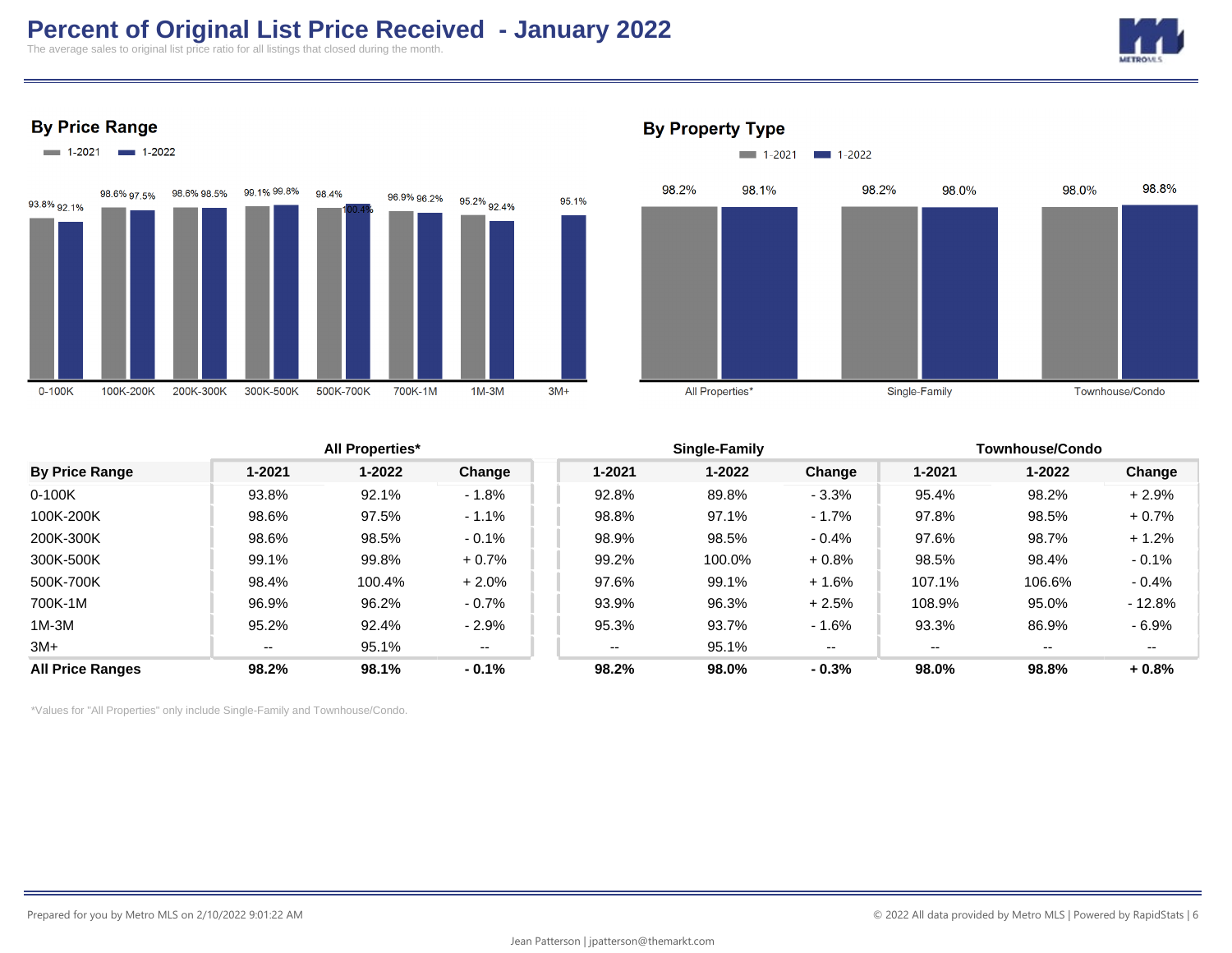# Percent of Original List Price Received - January 2022

The average sales to original list price ratio for all listings that closed during the month.

## By Price Range

| | 1-2021 | 1-2022 |
|---|---|---|
| 0-100K | 93.8% | 92.1% |
| 100K-200K | 98.6% | 97.5% |
| 200K-300K | 98.6% | 98.5% |
| 300K-500K | 99.1% | 99.8% |
| 500K-700K | 98.4% | 100.4% |
| 700K-1M | 96.9% | 96.2% |
| 1M-3M | 95.2% | 92.4% |
| 3M+ | | 95.1% |

## By Property Type

| | 1-2021 | 1-2022 |
|---|---|---|
| All Properties* | 98.2% | 98.1% |
| Single-Family | 98.2% | 98.0% |
| Townhouse/Condo | 98.0% | 98.8% |

| | All Properties* | | | Single-Family | | | Townhouse/Condo | | |
|---|---|---|---|---|---|---|---|---|---|
| **By Price Range** | **1-2021** | **1-2022** | **Change** | **1-2021** | **1-2022** | **Change** | **1-2021** | **1-2022** | **Change** |
| 0-100K | 93.8% | 92.1% | - 1.8% | 92.8% | 89.8% | - 3.3% | 95.4% | 98.2% | + 2.9% |
| 100K-200K | 98.6% | 97.5% | - 1.1% | 98.8% | 97.1% | - 1.7% | 97.8% | 98.5% | + 0.7% |
| 200K-300K | 98.6% | 98.5% | - 0.1% | 98.9% | 98.5% | - 0.4% | 97.6% | 98.7% | + 1.2% |
| 300K-500K | 99.1% | 99.8% | + 0.7% | 99.2% | 100.0% | + 0.8% | 98.5% | 98.4% | - 0.1% |
| 500K-700K | 98.4% | 100.4% | + 2.0% | 97.6% | 99.1% | + 1.6% | 107.1% | 106.6% | - 0.4% |
| 700K-1M | 96.9% | 96.2% | - 0.7% | 93.9% | 96.3% | + 2.5% | 108.9% | 95.0% | - 12.8% |
| 1M-3M | 95.2% | 92.4% | - 2.9% | 95.3% | 93.7% | - 1.6% | 93.3% | 86.9% | - 6.9% |
| 3M+ | -- | 95.1% | -- | -- | 95.1% | -- | -- | -- | -- |
| **All Price Ranges** | **98.2%** | **98.1%** | **- 0.1%** | **98.2%** | **98.0%** | **- 0.3%** | **98.0%** | **98.8%** | **+ 0.8%** |

*Values for "All Properties" only include Single-Family and Townhouse/Condo.

Prepared for you by Metro MLS on 2/10/2022 9:01:22 AM

© 2022 All data provided by Metro MLS | Powered by RapidStats

Jean Patterson | jpatterson@themarkt.com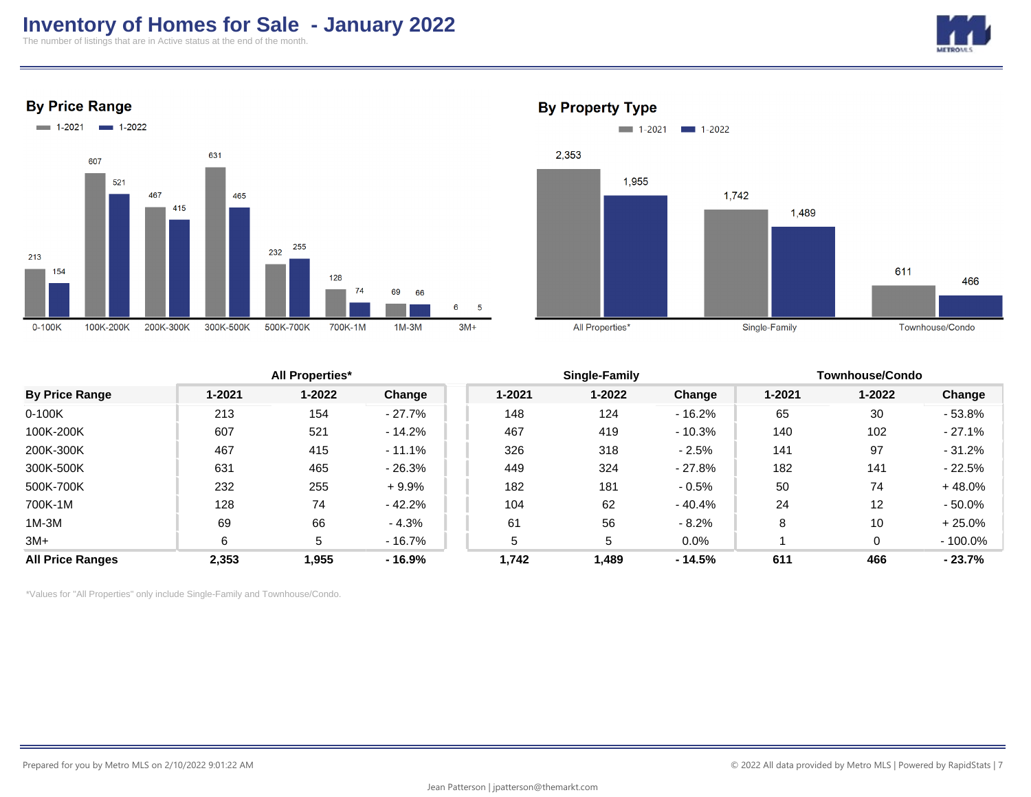# Inventory of Homes for Sale - January 2022

The number of listings that are in Active status at the end of the month.

## By Price Range

| Price Range | 1-2021 | 1-2022 |
|---|---|---|
| 0-100K | 213 | 154 |
| 100K-200K | 607 | 521 |
| 200K-300K | 467 | 415 |
| 300K-500K | 631 | 465 |
| 500K-700K | 232 | 255 |
| 700K-1M | 128 | 74 |
| 1M-3M | 69 | 66 |
| 3M+ | 6 | 5 |

## By Property Type

| Property Type | 1-2021 | 1-2022 |
|---|---|---|
| All Properties* | 2,353 | 1,955 |
| Single-Family | 1,742 | 1,489 |
| Townhouse/Condo | 611 | 466 |

| | All Properties* | | | Single-Family | | | Townhouse/Condo | | |
|---|---|---|---|---|---|---|---|---|---|
| **By Price Range** | **1-2021** | **1-2022** | **Change** | **1-2021** | **1-2022** | **Change** | **1-2021** | **1-2022** | **Change** |
| 0-100K | 213 | 154 | - 27.7% | 148 | 124 | - 16.2% | 65 | 30 | - 53.8% |
| 100K-200K | 607 | 521 | - 14.2% | 467 | 419 | - 10.3% | 140 | 102 | - 27.1% |
| 200K-300K | 467 | 415 | - 11.1% | 326 | 318 | - 2.5% | 141 | 97 | - 31.2% |
| 300K-500K | 631 | 465 | - 26.3% | 449 | 324 | - 27.8% | 182 | 141 | - 22.5% |
| 500K-700K | 232 | 255 | + 9.9% | 182 | 181 | - 0.5% | 50 | 74 | + 48.0% |
| 700K-1M | 128 | 74 | - 42.2% | 104 | 62 | - 40.4% | 24 | 12 | - 50.0% |
| 1M-3M | 69 | 66 | - 4.3% | 61 | 56 | - 8.2% | 8 | 10 | + 25.0% |
| 3M+ | 6 | 5 | - 16.7% | 5 | 5 | 0.0% | 1 | 0 | - 100.0% |
| **All Price Ranges** | **2,353** | **1,955** | **- 16.9%** | **1,742** | **1,489** | **- 14.5%** | **611** | **466** | **- 23.7%** |

*Values for "All Properties" only include Single-Family and Townhouse/Condo.

Prepared for you by Metro MLS on 2/10/2022 9:01:22 AM

© 2022 All data provided by Metro MLS | Powered by RapidStats

Jean Patterson | jpatterson@themarkt.com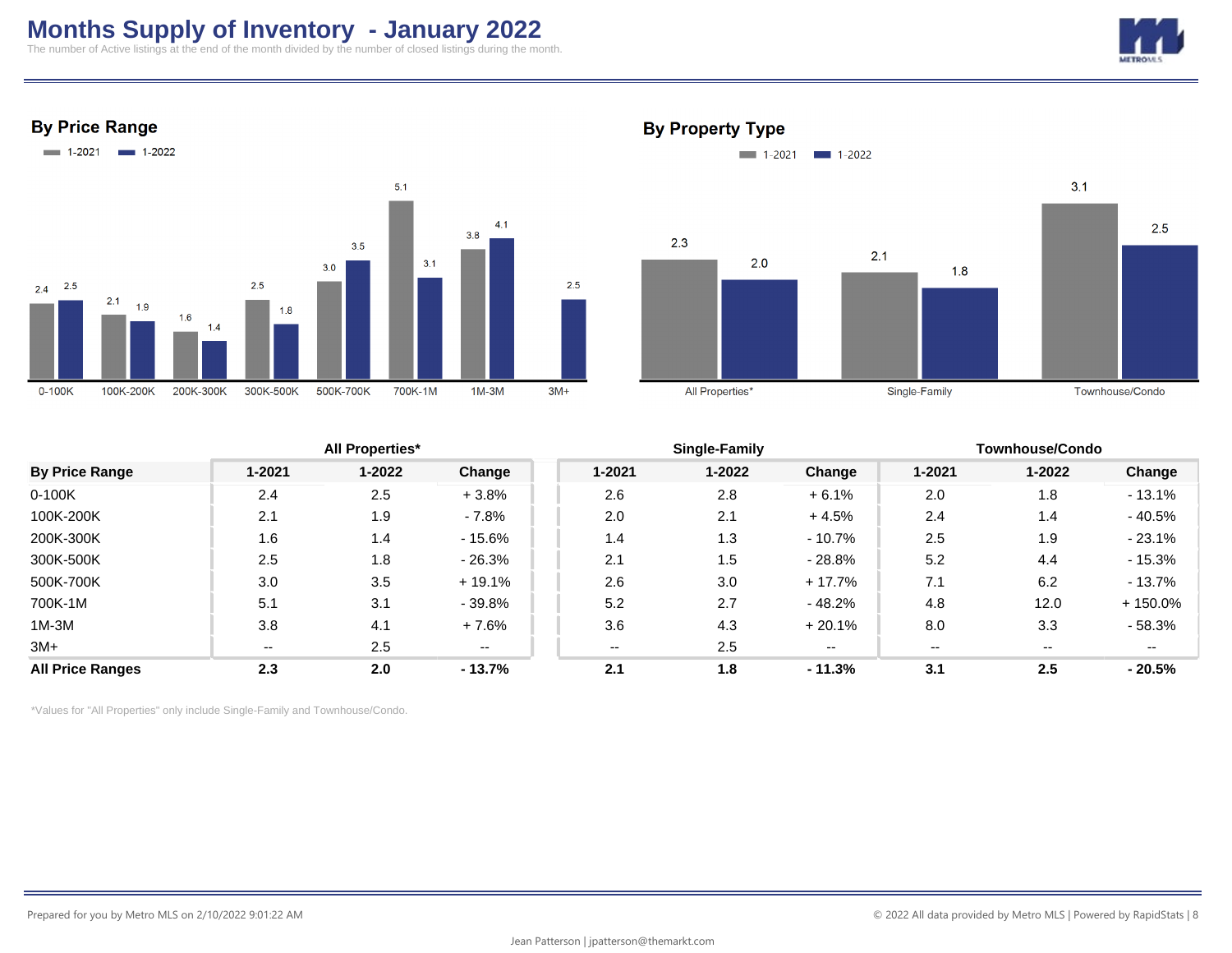# Months Supply of Inventory - January 2022

The number of Active listings at the end of the month divided by the number of closed listings during the month.

## By Price Range

1-2021 1-2022

2.4 2.5
2.1 1.9
1.6 1.4
2.5 1.8
3.0 3.5
5.1 3.1
3.8 4.1
2.5

0-100K 100K-200K 200K-300K 300K-500K 500K-700K 700K-1M 1M-3M 3M+

## By Property Type

1-2021 1-2022

2.3 2.0
2.1 1.8
3.1 2.5

All Properties* Single-Family Townhouse/Condo

| | All Properties* | | | Single-Family | | | Townhouse/Condo | | |
|---|---|---|---|---|---|---|---|---|---|
| **By Price Range** | **1-2021** | **1-2022** | **Change** | **1-2021** | **1-2022** | **Change** | **1-2021** | **1-2022** | **Change** |
| 0-100K | 2.4 | 2.5 | + 3.8% | 2.6 | 2.8 | + 6.1% | 2.0 | 1.8 | - 13.1% |
| 100K-200K | 2.1 | 1.9 | - 7.8% | 2.0 | 2.1 | + 4.5% | 2.4 | 1.4 | - 40.5% |
| 200K-300K | 1.6 | 1.4 | - 15.6% | 1.4 | 1.3 | - 10.7% | 2.5 | 1.9 | - 23.1% |
| 300K-500K | 2.5 | 1.8 | - 26.3% | 2.1 | 1.5 | - 28.8% | 5.2 | 4.4 | - 15.3% |
| 500K-700K | 3.0 | 3.5 | + 19.1% | 2.6 | 3.0 | + 17.7% | 7.1 | 6.2 | - 13.7% |
| 700K-1M | 5.1 | 3.1 | - 39.8% | 5.2 | 2.7 | - 48.2% | 4.8 | 12.0 | + 150.0% |
| 1M-3M | 3.8 | 4.1 | + 7.6% | 3.6 | 4.3 | + 20.1% | 8.0 | 3.3 | - 58.3% |
| 3M+ | -- | 2.5 | -- | -- | 2.5 | -- | -- | -- | -- |
| **All Price Ranges** | **2.3** | **2.0** | **- 13.7%** | **2.1** | **1.8** | **- 11.3%** | **3.1** | **2.5** | **- 20.5%** |

*Values for "All Properties" only include Single-Family and Townhouse/Condo.

Prepared for you by Metro MLS on 2/10/2022 9:01:22 AM

© 2022 All data provided by Metro MLS | Powered by RapidStats

Jean Patterson | jpatterson@themarkt.com